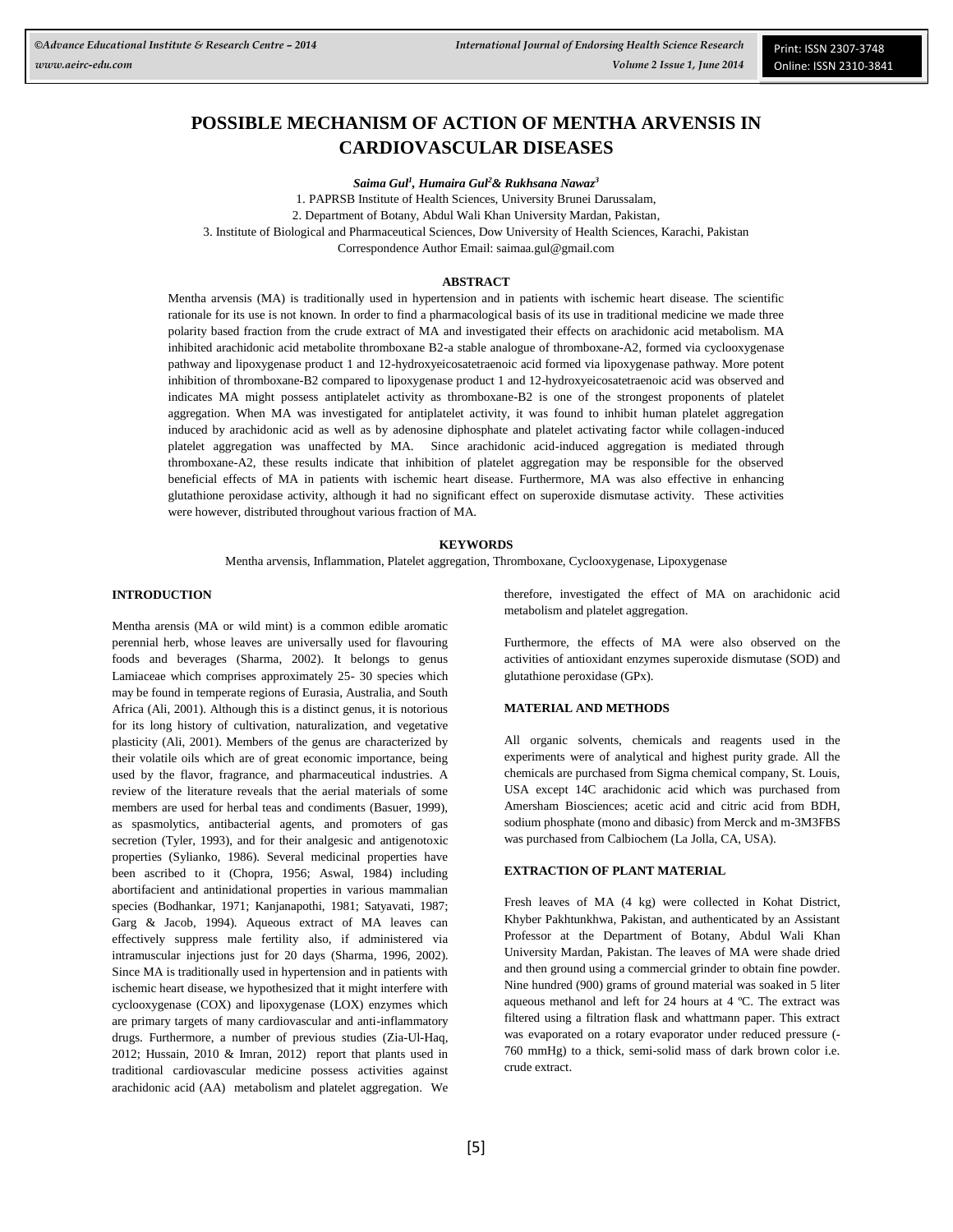# POSSIBLE MECHANISM OF ACTION OF MENTHA ARVENSIS IN CARDIOVASCULAR DISEASES

***Saima Gul[1], Humaira Gul[2] & Rukhsana Nawaz[3]***

1. PAPRSB Institute of Health Sciences, University Brunei Darussalam,
2. Department of Botany, Abdul Wali Khan University Mardan, Pakistan,
3. Institute of Biological and Pharmaceutical Sciences, Dow University of Health Sciences, Karachi, Pakistan

Correspondence Author Email: saimaa.gul@gmail.com

## ABSTRACT

Mentha arvensis (MA) is traditionally used in hypertension and in patients with ischemic heart disease. The scientific rationale for its use is not known. In order to find a pharmacological basis of its use in traditional medicine we made three polarity based fraction from the crude extract of MA and investigated their effects on arachidonic acid metabolism. MA inhibited arachidonic acid metabolite thromboxane B2-a stable analogue of thromboxane-A2, formed via cyclooxygenase pathway and lipoxygenase product 1 and 12-hydroxyeicosatetraenoic acid formed via lipoxygenase pathway. More potent inhibition of thromboxane-B2 compared to lipoxygenase product 1 and 12-hydroxyeicosatetraenoic acid was observed and indicates MA might possess antiplatelet activity as thromboxane-B2 is one of the strongest proponents of platelet aggregation. When MA was investigated for antiplatelet activity, it was found to inhibit human platelet aggregation induced by arachidonic acid as well as by adenosine diphosphate and platelet activating factor while collagen-induced platelet aggregation was unaffected by MA. Since arachidonic acid-induced aggregation is mediated through thromboxane-A2, these results indicate that inhibition of platelet aggregation may be responsible for the observed beneficial effects of MA in patients with ischemic heart disease. Furthermore, MA was also effective in enhancing glutathione peroxidase activity, although it had no significant effect on superoxide dismutase activity. These activities were however, distributed throughout various fraction of MA.

## KEYWORDS

Mentha arvensis, Inflammation, Platelet aggregation, Thromboxane, Cyclooxygenase, Lipoxygenase

## INTRODUCTION

Mentha arensis (MA or wild mint) is a common edible aromatic perennial herb, whose leaves are universally used for flavouring foods and beverages (Sharma, 2002). It belongs to genus Lamiaceae which comprises approximately 25- 30 species which may be found in temperate regions of Eurasia, Australia, and South Africa (Ali, 2001). Although this is a distinct genus, it is notorious for its long history of cultivation, naturalization, and vegetative plasticity (Ali, 2001). Members of the genus are characterized by their volatile oils which are of great economic importance, being used by the flavor, fragrance, and pharmaceutical industries. A review of the literature reveals that the aerial materials of some members are used for herbal teas and condiments (Basuer, 1999), as spasmolytics, antibacterial agents, and promoters of gas secretion (Tyler, 1993), and for their analgesic and antigenotoxic properties (Sylianko, 1986). Several medicinal properties have been ascribed to it (Chopra, 1956; Aswal, 1984) including abortifacient and antinidational properties in various mammalian species (Bodhankar, 1971; Kanjanapothi, 1981; Satyavati, 1987; Garg & Jacob, 1994). Aqueous extract of MA leaves can effectively suppress male fertility also, if administered via intramuscular injections just for 20 days (Sharma, 1996, 2002). Since MA is traditionally used in hypertension and in patients with ischemic heart disease, we hypothesized that it might interfere with cyclooxygenase (COX) and lipoxygenase (LOX) enzymes which are primary targets of many cardiovascular and anti-inflammatory drugs. Furthermore, a number of previous studies (Zia-Ul-Haq, 2012; Hussain, 2010 & Imran, 2012) report that plants used in traditional cardiovascular medicine possess activities against arachidonic acid (AA) metabolism and platelet aggregation. We therefore, investigated the effect of MA on arachidonic acid metabolism and platelet aggregation.

Furthermore, the effects of MA were also observed on the activities of antioxidant enzymes superoxide dismutase (SOD) and glutathione peroxidase (GPx).

## MATERIAL AND METHODS

All organic solvents, chemicals and reagents used in the experiments were of analytical and highest purity grade. All the chemicals are purchased from Sigma chemical company, St. Louis, USA except 14C arachidonic acid which was purchased from Amersham Biosciences; acetic acid and citric acid from BDH, sodium phosphate (mono and dibasic) from Merck and m-3M3FBS was purchased from Calbiochem (La Jolla, CA, USA).

## EXTRACTION OF PLANT MATERIAL

Fresh leaves of MA (4 kg) were collected in Kohat District, Khyber Pakhtunkhwa, Pakistan, and authenticated by an Assistant Professor at the Department of Botany, Abdul Wali Khan University Mardan, Pakistan. The leaves of MA were shade dried and then ground using a commercial grinder to obtain fine powder. Nine hundred (900) grams of ground material was soaked in 5 liter aqueous methanol and left for 24 hours at 4 ºC. The extract was filtered using a filtration flask and whattmann paper. This extract was evaporated on a rotary evaporator under reduced pressure (-760 mmHg) to a thick, semi-solid mass of dark brown color i.e. crude extract.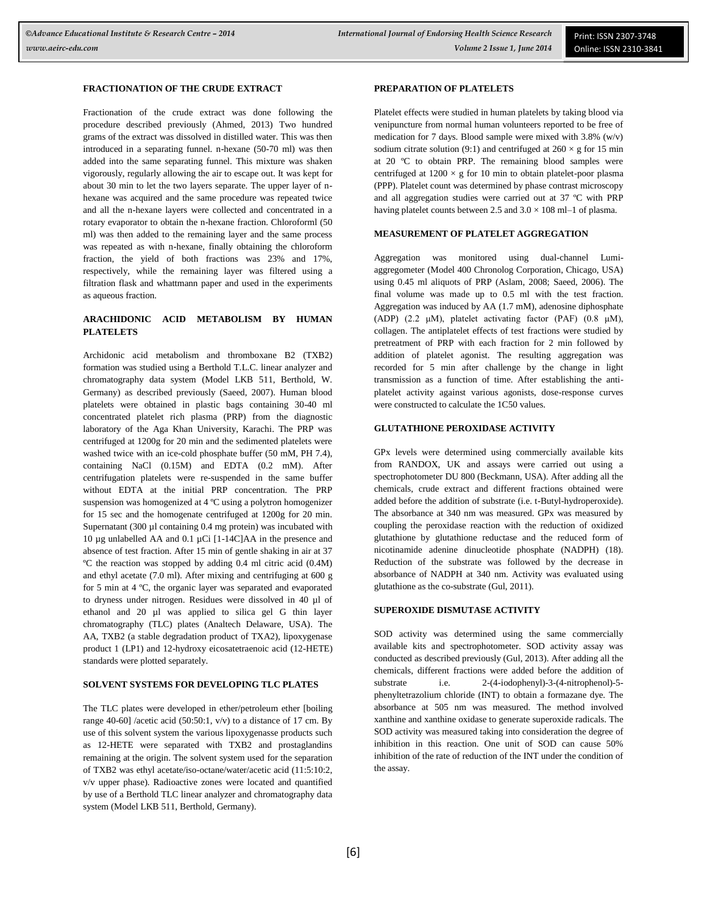## FRACTIONATION OF THE CRUDE EXTRACT

Fractionation of the crude extract was done following the procedure described previously (Ahmed, 2013) Two hundred grams of the extract was dissolved in distilled water. This was then introduced in a separating funnel. n-hexane (50-70 ml) was then added into the same separating funnel. This mixture was shaken vigorously, regularly allowing the air to escape out. It was kept for about 30 min to let the two layers separate. The upper layer of n-hexane was acquired and the same procedure was repeated twice and all the n-hexane layers were collected and concentrated in a rotary evaporator to obtain the n-hexane fraction. Chloroforml (50 ml) was then added to the remaining layer and the same process was repeated as with n-hexane, finally obtaining the chloroform fraction, the yield of both fractions was 23% and 17%, respectively, while the remaining layer was filtered using a filtration flask and whattmann paper and used in the experiments as aqueous fraction.

## ARACHIDONIC ACID METABOLISM BY HUMAN PLATELETS

Archidonic acid metabolism and thromboxane B2 (TXB2) formation was studied using a Berthold T.L.C. linear analyzer and chromatography data system (Model LKB 511, Berthold, W. Germany) as described previously (Saeed, 2007). Human blood platelets were obtained in plastic bags containing 30-40 ml concentrated platelet rich plasma (PRP) from the diagnostic laboratory of the Aga Khan University, Karachi. The PRP was centrifuged at 1200g for 20 min and the sedimented platelets were washed twice with an ice-cold phosphate buffer (50 mM, PH 7.4), containing NaCl (0.15M) and EDTA (0.2 mM). After centrifugation platelets were re-suspended in the same buffer without EDTA at the initial PRP concentration. The PRP suspension was homogenized at 4 ºC using a polytron homogenizer for 15 sec and the homogenate centrifuged at 1200g for 20 min. Supernatant (300 µl containing 0.4 mg protein) was incubated with 10 µg unlabelled AA and 0.1 µCi [1-14C]AA in the presence and absence of test fraction. After 15 min of gentle shaking in air at 37 ºC the reaction was stopped by adding 0.4 ml citric acid (0.4M) and ethyl acetate (7.0 ml). After mixing and centrifuging at 600 g for 5 min at 4 ºC, the organic layer was separated and evaporated to dryness under nitrogen. Residues were dissolved in 40 µl of ethanol and 20 µl was applied to silica gel G thin layer chromatography (TLC) plates (Analtech Delaware, USA). The AA, TXB2 (a stable degradation product of TXA2), lipoxygenase product 1 (LP1) and 12-hydroxy eicosatetraenoic acid (12-HETE) standards were plotted separately.

## SOLVENT SYSTEMS FOR DEVELOPING TLC PLATES

The TLC plates were developed in ether/petroleum ether [boiling range 40-60] /acetic acid (50:50:1, v/v) to a distance of 17 cm. By use of this solvent system the various lipoxygenasse products such as 12-HETE were separated with TXB2 and prostaglandins remaining at the origin. The solvent system used for the separation of TXB2 was ethyl acetate/iso-octane/water/acetic acid (11:5:10:2, v/v upper phase). Radioactive zones were located and quantified by use of a Berthold TLC linear analyzer and chromatography data system (Model LKB 511, Berthold, Germany).

## PREPARATION OF PLATELETS

Platelet effects were studied in human platelets by taking blood via venipuncture from normal human volunteers reported to be free of medication for 7 days. Blood sample were mixed with 3.8% (w/v) sodium citrate solution (9:1) and centrifuged at 260 × g for 15 min at 20 ºC to obtain PRP. The remaining blood samples were centrifuged at 1200 × g for 10 min to obtain platelet-poor plasma (PPP). Platelet count was determined by phase contrast microscopy and all aggregation studies were carried out at 37 ºC with PRP having platelet counts between 2.5 and 3.0 × 108 ml–1 of plasma.

## MEASUREMENT OF PLATELET AGGREGATION

Aggregation was monitored using dual-channel Lumi-aggregometer (Model 400 Chronolog Corporation, Chicago, USA) using 0.45 ml aliquots of PRP (Aslam, 2008; Saeed, 2006). The final volume was made up to 0.5 ml with the test fraction. Aggregation was induced by AA (1.7 mM), adenosine diphosphate (ADP) (2.2 µM), platelet activating factor (PAF) (0.8 µM), collagen. The antiplatelet effects of test fractions were studied by pretreatment of PRP with each fraction for 2 min followed by addition of platelet agonist. The resulting aggregation was recorded for 5 min after challenge by the change in light transmission as a function of time. After establishing the anti-platelet activity against various agonists, dose-response curves were constructed to calculate the 1C50 values.

## GLUTATHIONE PEROXIDASE ACTIVITY

GPx levels were determined using commercially available kits from RANDOX, UK and assays were carried out using a spectrophotometer DU 800 (Beckmann, USA). After adding all the chemicals, crude extract and different fractions obtained were added before the addition of substrate (i.e. t-Butyl-hydroperoxide). The absorbance at 340 nm was measured. GPx was measured by coupling the peroxidase reaction with the reduction of oxidized glutathione by glutathione reductase and the reduced form of nicotinamide adenine dinucleotide phosphate (NADPH) (18). Reduction of the substrate was followed by the decrease in absorbance of NADPH at 340 nm. Activity was evaluated using glutathione as the co-substrate (Gul, 2011).

## SUPEROXIDE DISMUTASE ACTIVITY

SOD activity was determined using the same commercially available kits and spectrophotometer. SOD activity assay was conducted as described previously (Gul, 2013). After adding all the chemicals, different fractions were added before the addition of substrate i.e. 2-(4-iodophenyl)-3-(4-nitrophenol)-5-phenyltetrazolium chloride (INT) to obtain a formazane dye. The absorbance at 505 nm was measured. The method involved xanthine and xanthine oxidase to generate superoxide radicals. The SOD activity was measured taking into consideration the degree of inhibition in this reaction. One unit of SOD can cause 50% inhibition of the rate of reduction of the INT under the condition of the assay.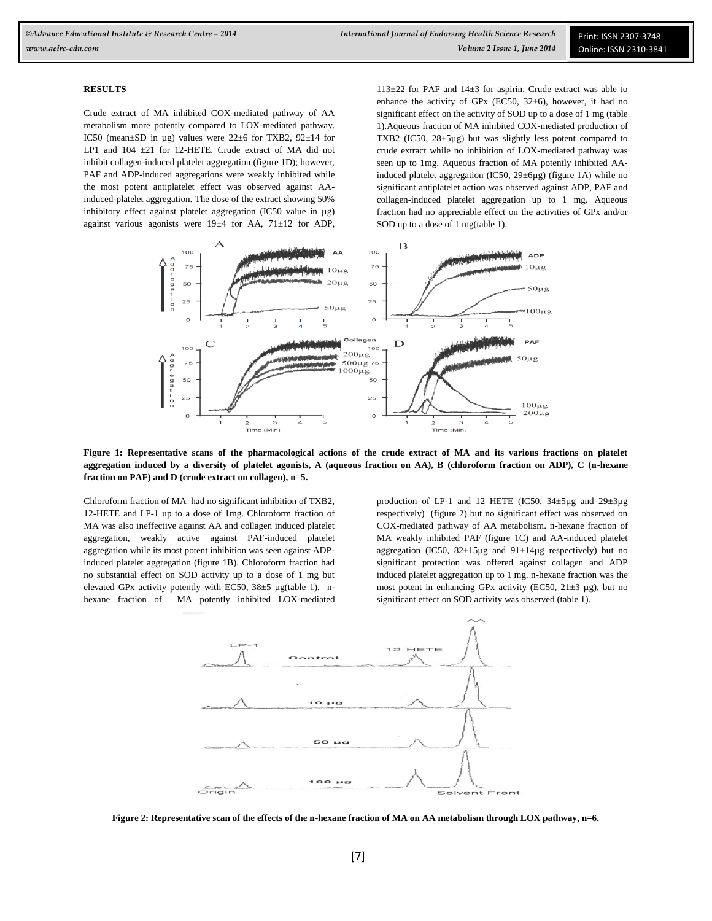## RESULTS

Crude extract of MA inhibited COX-mediated pathway of AA metabolism more potently compared to LOX-mediated pathway. IC50 (mean±SD in µg) values were 22±6 for TXB2, 92±14 for LP1 and 104 ±21 for 12-HETE. Crude extract of MA did not inhibit collagen-induced platelet aggregation (figure 1D); however, PAF and ADP-induced aggregations were weakly inhibited while the most potent antiplatelet effect was observed against AA-induced-platelet aggregation. The dose of the extract showing 50% inhibitory effect against platelet aggregation (IC50 value in µg) against various agonists were 19±4 for AA, 71±12 for ADP, 113±22 for PAF and 14±3 for aspirin. Crude extract was able to enhance the activity of GPx (EC50, 32±6), however, it had no significant effect on the activity of SOD up to a dose of 1 mg (table 1).Aqueous fraction of MA inhibited COX-mediated production of TXB2 (IC50, 28±5µg) but was slightly less potent compared to crude extract while no inhibition of LOX-mediated pathway was seen up to 1mg. Aqueous fraction of MA potently inhibited AA-induced platelet aggregation (IC50, 29±6µg) (figure 1A) while no significant antiplatelet action was observed against ADP, PAF and collagen-induced platelet aggregation up to 1 mg. Aqueous fraction had no appreciable effect on the activities of GPx and/or SOD up to a dose of 1 mg(table 1).

**Figure 1: Representative scans of the pharmacological actions of the crude extract of MA and its various fractions on platelet aggregation induced by a diversity of platelet agonists, A (aqueous fraction on AA), B (chloroform fraction on ADP), C (n-hexane fraction on PAF) and D (crude extract on collagen), n=5.**

Chloroform fraction of MA had no significant inhibition of TXB2, 12-HETE and LP-1 up to a dose of 1mg. Chloroform fraction of MA was also ineffective against AA and collagen induced platelet aggregation, weakly active against PAF-induced platelet aggregation while its most potent inhibition was seen against ADP-induced platelet aggregation (figure 1B). Chloroform fraction had no substantial effect on SOD activity up to a dose of 1 mg but elevated GPx activity potently with EC50, 38±5 µg(table 1). n-hexane fraction of MA potently inhibited LOX-mediated production of LP-1 and 12 HETE (IC50, 34±5µg and 29±3µg respectively) (figure 2) but no significant effect was observed on COX-mediated pathway of AA metabolism. n-hexane fraction of MA weakly inhibited PAF (figure 1C) and AA-induced platelet aggregation (IC50, 82±15µg and 91±14µg respectively) but no significant protection was offered against collagen and ADP induced platelet aggregation up to 1 mg. n-hexane fraction was the most potent in enhancing GPx activity (EC50, 21±3 µg), but no significant effect on SOD activity was observed (table 1).

**Figure 2: Representative scan of the effects of the n-hexane fraction of MA on AA metabolism through LOX pathway, n=6.**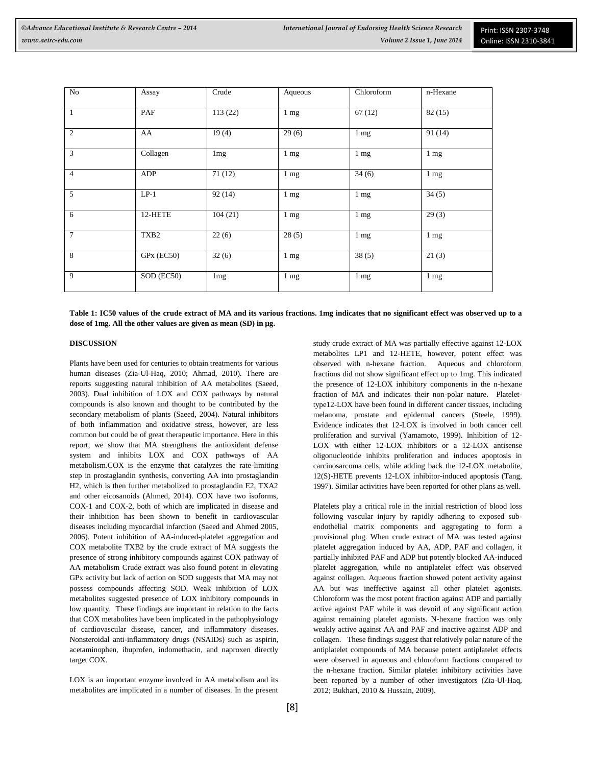| No | Assay | Crude | Aqueous | Chloroform | n-Hexane |
|---|---|---|---|---|---|
| 1 | PAF | 113 (22) | 1 mg | 67 (12) | 82 (15) |
| 2 | AA | 19 (4) | 29 (6) | 1 mg | 91 (14) |
| 3 | Collagen | 1mg | 1 mg | 1 mg | 1 mg |
| 4 | ADP | 71 (12) | 1 mg | 34 (6) | 1 mg |
| 5 | LP-1 | 92 (14) | 1 mg | 1 mg | 34 (5) |
| 6 | 12-HETE | 104 (21) | 1 mg | 1 mg | 29 (3) |
| 7 | TXB2 | 22 (6) | 28 (5) | 1 mg | 1 mg |
| 8 | GPx (EC50) | 32 (6) | 1 mg | 38 (5) | 21 (3) |
| 9 | SOD (EC50) | 1mg | 1 mg | 1 mg | 1 mg |

**Table 1: IC50 values of the crude extract of MA and its various fractions. 1mg indicates that no significant effect was observed up to a dose of 1mg. All the other values are given as mean (SD) in µg.**

## DISCUSSION

Plants have been used for centuries to obtain treatments for various human diseases (Zia-Ul-Haq, 2010; Ahmad, 2010). There are reports suggesting natural inhibition of AA metabolites (Saeed, 2003). Dual inhibition of LOX and COX pathways by natural compounds is also known and thought to be contributed by the secondary metabolism of plants (Saeed, 2004). Natural inhibitors of both inflammation and oxidative stress, however, are less common but could be of great therapeutic importance. Here in this report, we show that MA strengthens the antioxidant defense system and inhibits LOX and COX pathways of AA metabolism.COX is the enzyme that catalyzes the rate-limiting step in prostaglandin synthesis, converting AA into prostaglandin H2, which is then further metabolized to prostaglandin E2, TXA2 and other eicosanoids (Ahmed, 2014). COX have two isoforms, COX-1 and COX-2, both of which are implicated in disease and their inhibition has been shown to benefit in cardiovascular diseases including myocardial infarction (Saeed and Ahmed 2005, 2006). Potent inhibition of AA-induced-platelet aggregation and COX metabolite TXB2 by the crude extract of MA suggests the presence of strong inhibitory compounds against COX pathway of AA metabolism Crude extract was also found potent in elevating GPx activity but lack of action on SOD suggests that MA may not possess compounds affecting SOD. Weak inhibition of LOX metabolites suggested presence of LOX inhibitory compounds in low quantity. These findings are important in relation to the facts that COX metabolites have been implicated in the pathophysiology of cardiovascular disease, cancer, and inflammatory diseases. Nonsteroidal anti-inflammatory drugs (NSAIDs) such as aspirin, acetaminophen, ibuprofen, indomethacin, and naproxen directly target COX.

LOX is an important enzyme involved in AA metabolism and its metabolites are implicated in a number of diseases. In the present study crude extract of MA was partially effective against 12-LOX metabolites LP1 and 12-HETE, however, potent effect was observed with n-hexane fraction. Aqueous and chloroform fractions did not show significant effect up to 1mg. This indicated the presence of 12-LOX inhibitory components in the n-hexane fraction of MA and indicates their non-polar nature. Platelet-type12-LOX have been found in different cancer tissues, including melanoma, prostate and epidermal cancers (Steele, 1999). Evidence indicates that 12-LOX is involved in both cancer cell proliferation and survival (Yamamoto, 1999). Inhibition of 12-LOX with either 12-LOX inhibitors or a 12-LOX antisense oligonucleotide inhibits proliferation and induces apoptosis in carcinosarcoma cells, while adding back the 12-LOX metabolite, 12(S)-HETE prevents 12-LOX inhibitor-induced apoptosis (Tang, 1997). Similar activities have been reported for other plans as well.

Platelets play a critical role in the initial restriction of blood loss following vascular injury by rapidly adhering to exposed sub-endothelial matrix components and aggregating to form a provisional plug. When crude extract of MA was tested against platelet aggregation induced by AA, ADP, PAF and collagen, it partially inhibited PAF and ADP but potently blocked AA-induced platelet aggregation, while no antiplatelet effect was observed against collagen. Aqueous fraction showed potent activity against AA but was ineffective against all other platelet agonists. Chloroform was the most potent fraction against ADP and partially active against PAF while it was devoid of any significant action against remaining platelet agonists. N-hexane fraction was only weakly active against AA and PAF and inactive against ADP and collagen. These findings suggest that relatively polar nature of the antiplatelet compounds of MA because potent antiplatelet effects were observed in aqueous and chloroform fractions compared to the n-hexane fraction. Similar platelet inhibitory activities have been reported by a number of other investigators (Zia-Ul-Haq, 2012; Bukhari, 2010 & Hussain, 2009).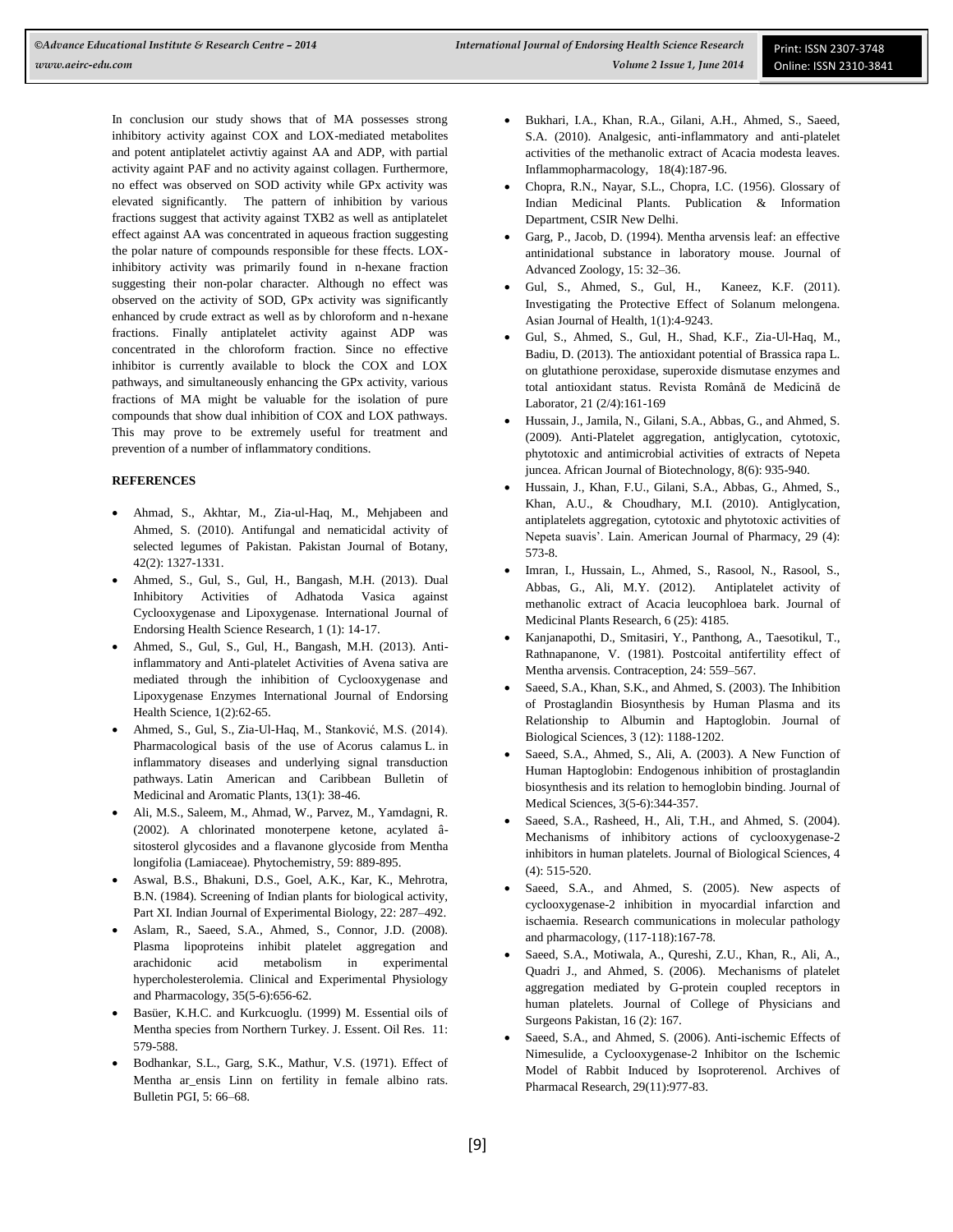In conclusion our study shows that of MA possesses strong inhibitory activity against COX and LOX-mediated metabolites and potent antiplatelet activtiy against AA and ADP, with partial activity againt PAF and no activity against collagen. Furthermore, no effect was observed on SOD activity while GPx activity was elevated significantly. The pattern of inhibition by various fractions suggest that activity against TXB2 as well as antiplatelet effect against AA was concentrated in aqueous fraction suggesting the polar nature of compounds responsible for these ffects. LOX-inhibitory activity was primarily found in n-hexane fraction suggesting their non-polar character. Although no effect was observed on the activity of SOD, GPx activity was significantly enhanced by crude extract as well as by chloroform and n-hexane fractions. Finally antiplatelet activity against ADP was concentrated in the chloroform fraction. Since no effective inhibitor is currently available to block the COX and LOX pathways, and simultaneously enhancing the GPx activity, various fractions of MA might be valuable for the isolation of pure compounds that show dual inhibition of COX and LOX pathways. This may prove to be extremely useful for treatment and prevention of a number of inflammatory conditions.

## REFERENCES

- Ahmad, S., Akhtar, M., Zia-ul-Haq, M., Mehjabeen and Ahmed, S. (2010). Antifungal and nematicidal activity of selected legumes of Pakistan. Pakistan Journal of Botany, 42(2): 1327-1331.
- Ahmed, S., Gul, S., Gul, H., Bangash, M.H. (2013). Dual Inhibitory Activities of Adhatoda Vasica against Cyclooxygenase and Lipoxygenase. International Journal of Endorsing Health Science Research, 1 (1): 14-17.
- Ahmed, S., Gul, S., Gul, H., Bangash, M.H. (2013). Anti-inflammatory and Anti-platelet Activities of Avena sativa are mediated through the inhibition of Cyclooxygenase and Lipoxygenase Enzymes International Journal of Endorsing Health Science, 1(2):62-65.
- Ahmed, S., Gul, S., Zia-Ul-Haq, M., Stanković, M.S. (2014). Pharmacological basis of the use of Acorus calamus L. in inflammatory diseases and underlying signal transduction pathways. Latin American and Caribbean Bulletin of Medicinal and Aromatic Plants, 13(1): 38-46.
- Ali, M.S., Saleem, M., Ahmad, W., Parvez, M., Yamdagni, R. (2002). A chlorinated monoterpene ketone, acylated â-sitosterol glycosides and a flavanone glycoside from Mentha longifolia (Lamiaceae). Phytochemistry, 59: 889-895.
- Aswal, B.S., Bhakuni, D.S., Goel, A.K., Kar, K., Mehrotra, B.N. (1984). Screening of Indian plants for biological activity, Part XI. Indian Journal of Experimental Biology, 22: 287–492.
- Aslam, R., Saeed, S.A., Ahmed, S., Connor, J.D. (2008). Plasma lipoproteins inhibit platelet aggregation and arachidonic acid metabolism in experimental hypercholesterolemia. Clinical and Experimental Physiology and Pharmacology, 35(5-6):656-62.
- Basüer, K.H.C. and Kurkcuoglu. (1999) M. Essential oils of Mentha species from Northern Turkey. J. Essent. Oil Res. 11: 579-588.
- Bodhankar, S.L., Garg, S.K., Mathur, V.S. (1971). Effect of Mentha ar_ensis Linn on fertility in female albino rats. Bulletin PGI, 5: 66–68.
- Bukhari, I.A., Khan, R.A., Gilani, A.H., Ahmed, S., Saeed, S.A. (2010). Analgesic, anti-inflammatory and anti-platelet activities of the methanolic extract of Acacia modesta leaves. Inflammopharmacology, 18(4):187-96.
- Chopra, R.N., Nayar, S.L., Chopra, I.C. (1956). Glossary of Indian Medicinal Plants. Publication & Information Department, CSIR New Delhi.
- Garg, P., Jacob, D. (1994). Mentha arvensis leaf: an effective antinidational substance in laboratory mouse. Journal of Advanced Zoology, 15: 32–36.
- Gul, S., Ahmed, S., Gul, H., Kaneez, K.F. (2011). Investigating the Protective Effect of Solanum melongena. Asian Journal of Health, 1(1):4-9243.
- Gul, S., Ahmed, S., Gul, H., Shad, K.F., Zia-Ul-Haq, M., Badiu, D. (2013). The antioxidant potential of Brassica rapa L. on glutathione peroxidase, superoxide dismutase enzymes and total antioxidant status. Revista Română de Medicină de Laborator, 21 (2/4):161-169
- Hussain, J., Jamila, N., Gilani, S.A., Abbas, G., and Ahmed, S. (2009). Anti-Platelet aggregation, antiglycation, cytotoxic, phytotoxic and antimicrobial activities of extracts of Nepeta juncea. African Journal of Biotechnology, 8(6): 935-940.
- Hussain, J., Khan, F.U., Gilani, S.A., Abbas, G., Ahmed, S., Khan, A.U., & Choudhary, M.I. (2010). Antiglycation, antiplatelets aggregation, cytotoxic and phytotoxic activities of Nepeta suavis'. Lain. American Journal of Pharmacy, 29 (4): 573-8.
- Imran, I., Hussain, L., Ahmed, S., Rasool, N., Rasool, S., Abbas, G., Ali, M.Y. (2012). Antiplatelet activity of methanolic extract of Acacia leucophloea bark. Journal of Medicinal Plants Research, 6 (25): 4185.
- Kanjanapothi, D., Smitasiri, Y., Panthong, A., Taesotikul, T., Rathnapanone, V. (1981). Postcoital antifertility effect of Mentha arvensis. Contraception, 24: 559–567.
- Saeed, S.A., Khan, S.K., and Ahmed, S. (2003). The Inhibition of Prostaglandin Biosynthesis by Human Plasma and its Relationship to Albumin and Haptoglobin. Journal of Biological Sciences, 3 (12): 1188-1202.
- Saeed, S.A., Ahmed, S., Ali, A. (2003). A New Function of Human Haptoglobin: Endogenous inhibition of prostaglandin biosynthesis and its relation to hemoglobin binding. Journal of Medical Sciences, 3(5-6):344-357.
- Saeed, S.A., Rasheed, H., Ali, T.H., and Ahmed, S. (2004). Mechanisms of inhibitory actions of cyclooxygenase-2 inhibitors in human platelets. Journal of Biological Sciences, 4 (4): 515-520.
- Saeed, S.A., and Ahmed, S. (2005). New aspects of cyclooxygenase-2 inhibition in myocardial infarction and ischaemia. Research communications in molecular pathology and pharmacology, (117-118):167-78.
- Saeed, S.A., Motiwala, A., Qureshi, Z.U., Khan, R., Ali, A., Quadri J., and Ahmed, S. (2006). Mechanisms of platelet aggregation mediated by G-protein coupled receptors in human platelets. Journal of College of Physicians and Surgeons Pakistan, 16 (2): 167.
- Saeed, S.A., and Ahmed, S. (2006). Anti-ischemic Effects of Nimesulide, a Cyclooxygenase-2 Inhibitor on the Ischemic Model of Rabbit Induced by Isoproterenol. Archives of Pharmacal Research, 29(11):977-83.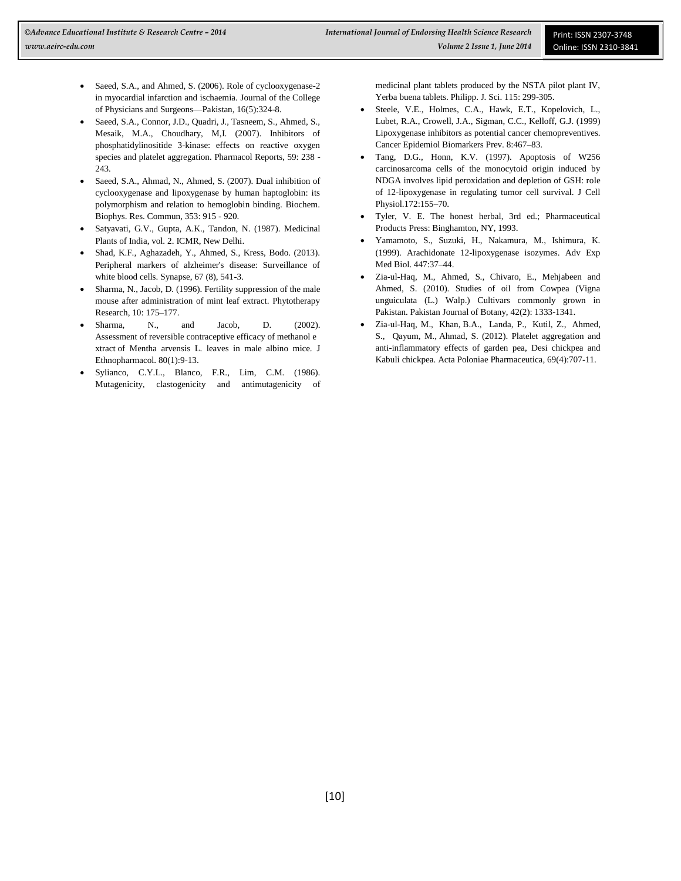- Saeed, S.A., and Ahmed, S. (2006). Role of cyclooxygenase-2 in myocardial infarction and ischaemia. Journal of the College of Physicians and Surgeons—Pakistan, 16(5):324-8.
- Saeed, S.A., Connor, J.D., Quadri, J., Tasneem, S., Ahmed, S., Mesaik, M.A., Choudhary, M,I. (2007). Inhibitors of phosphatidylinositide 3-kinase: effects on reactive oxygen species and platelet aggregation. Pharmacol Reports, 59: 238 - 243.
- Saeed, S.A., Ahmad, N., Ahmed, S. (2007). Dual inhibition of cyclooxygenase and lipoxygenase by human haptoglobin: its polymorphism and relation to hemoglobin binding. Biochem. Biophys. Res. Commun, 353: 915 - 920.
- Satyavati, G.V., Gupta, A.K., Tandon, N. (1987). Medicinal Plants of India, vol. 2. ICMR, New Delhi.
- Shad, K.F., Aghazadeh, Y., Ahmed, S., Kress, Bodo. (2013). Peripheral markers of alzheimer's disease: Surveillance of white blood cells. Synapse, 67 (8), 541-3.
- Sharma, N., Jacob, D. (1996). Fertility suppression of the male mouse after administration of mint leaf extract. Phytotherapy Research, 10: 175–177.
- Sharma, N., and Jacob, D. (2002). Assessment of reversible contraceptive efficacy of methanol e xtract of Mentha arvensis L. leaves in male albino mice. J Ethnopharmacol. 80(1):9-13.
- Sylianco, C.Y.L., Blanco, F.R., Lim, C.M. (1986). Mutagenicity, clastogenicity and antimutagenicity of medicinal plant tablets produced by the NSTA pilot plant IV, Yerba buena tablets. Philipp. J. Sci. 115: 299-305.
- Steele, V.E., Holmes, C.A., Hawk, E.T., Kopelovich, L., Lubet, R.A., Crowell, J.A., Sigman, C.C., Kelloff, G.J. (1999) Lipoxygenase inhibitors as potential cancer chemopreventives. Cancer Epidemiol Biomarkers Prev. 8:467–83.
- Tang, D.G., Honn, K.V. (1997). Apoptosis of W256 carcinosarcoma cells of the monocytoid origin induced by NDGA involves lipid peroxidation and depletion of GSH: role of 12-lipoxygenase in regulating tumor cell survival. J Cell Physiol.172:155–70.
- Tyler, V. E. The honest herbal, 3rd ed.; Pharmaceutical Products Press: Binghamton, NY, 1993.
- Yamamoto, S., Suzuki, H., Nakamura, M., Ishimura, K. (1999). Arachidonate 12-lipoxygenase isozymes. Adv Exp Med Biol. 447:37–44.
- Zia-ul-Haq, M., Ahmed, S., Chivaro, E., Mehjabeen and Ahmed, S. (2010). Studies of oil from Cowpea (Vigna unguiculata (L.) Walp.) Cultivars commonly grown in Pakistan. Pakistan Journal of Botany, 42(2): 1333-1341.
- Zia-ul-Haq, M., Khan, B.A., Landa, P., Kutil, Z., Ahmed, S., Qayum, M., Ahmad, S. (2012). Platelet aggregation and anti-inflammatory effects of garden pea, Desi chickpea and Kabuli chickpea. Acta Poloniae Pharmaceutica, 69(4):707-11.